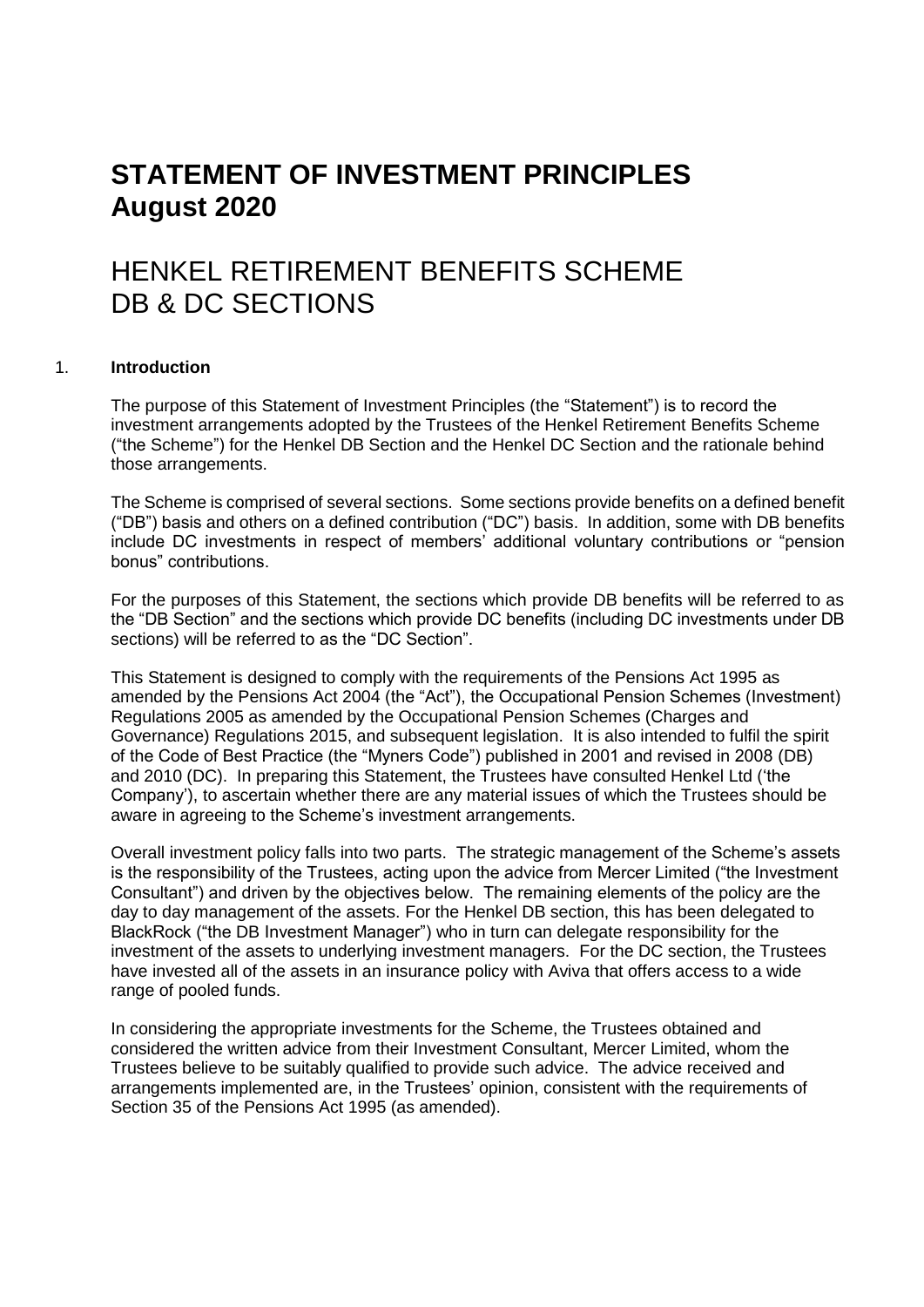# STATEMENT OF INVESTMENT PRINCIPLES
# August 2020

## HENKEL RETIREMENT BENEFITS SCHEME
## DB & DC SECTIONS

### 1. Introduction

The purpose of this Statement of Investment Principles (the "Statement") is to record the investment arrangements adopted by the Trustees of the Henkel Retirement Benefits Scheme ("the Scheme") for the Henkel DB Section and the Henkel DC Section and the rationale behind those arrangements.

The Scheme is comprised of several sections. Some sections provide benefits on a defined benefit ("DB") basis and others on a defined contribution ("DC") basis. In addition, some with DB benefits include DC investments in respect of members' additional voluntary contributions or "pension bonus" contributions.

For the purposes of this Statement, the sections which provide DB benefits will be referred to as the "DB Section" and the sections which provide DC benefits (including DC investments under DB sections) will be referred to as the "DC Section".

This Statement is designed to comply with the requirements of the Pensions Act 1995 as amended by the Pensions Act 2004 (the "Act"), the Occupational Pension Schemes (Investment) Regulations 2005 as amended by the Occupational Pension Schemes (Charges and Governance) Regulations 2015, and subsequent legislation. It is also intended to fulfil the spirit of the Code of Best Practice (the "Myners Code") published in 2001 and revised in 2008 (DB) and 2010 (DC). In preparing this Statement, the Trustees have consulted Henkel Ltd ('the Company'), to ascertain whether there are any material issues of which the Trustees should be aware in agreeing to the Scheme's investment arrangements.

Overall investment policy falls into two parts. The strategic management of the Scheme's assets is the responsibility of the Trustees, acting upon the advice from Mercer Limited ("the Investment Consultant") and driven by the objectives below. The remaining elements of the policy are the day to day management of the assets. For the Henkel DB section, this has been delegated to BlackRock ("the DB Investment Manager") who in turn can delegate responsibility for the investment of the assets to underlying investment managers. For the DC section, the Trustees have invested all of the assets in an insurance policy with Aviva that offers access to a wide range of pooled funds.

In considering the appropriate investments for the Scheme, the Trustees obtained and considered the written advice from their Investment Consultant, Mercer Limited, whom the Trustees believe to be suitably qualified to provide such advice. The advice received and arrangements implemented are, in the Trustees' opinion, consistent with the requirements of Section 35 of the Pensions Act 1995 (as amended).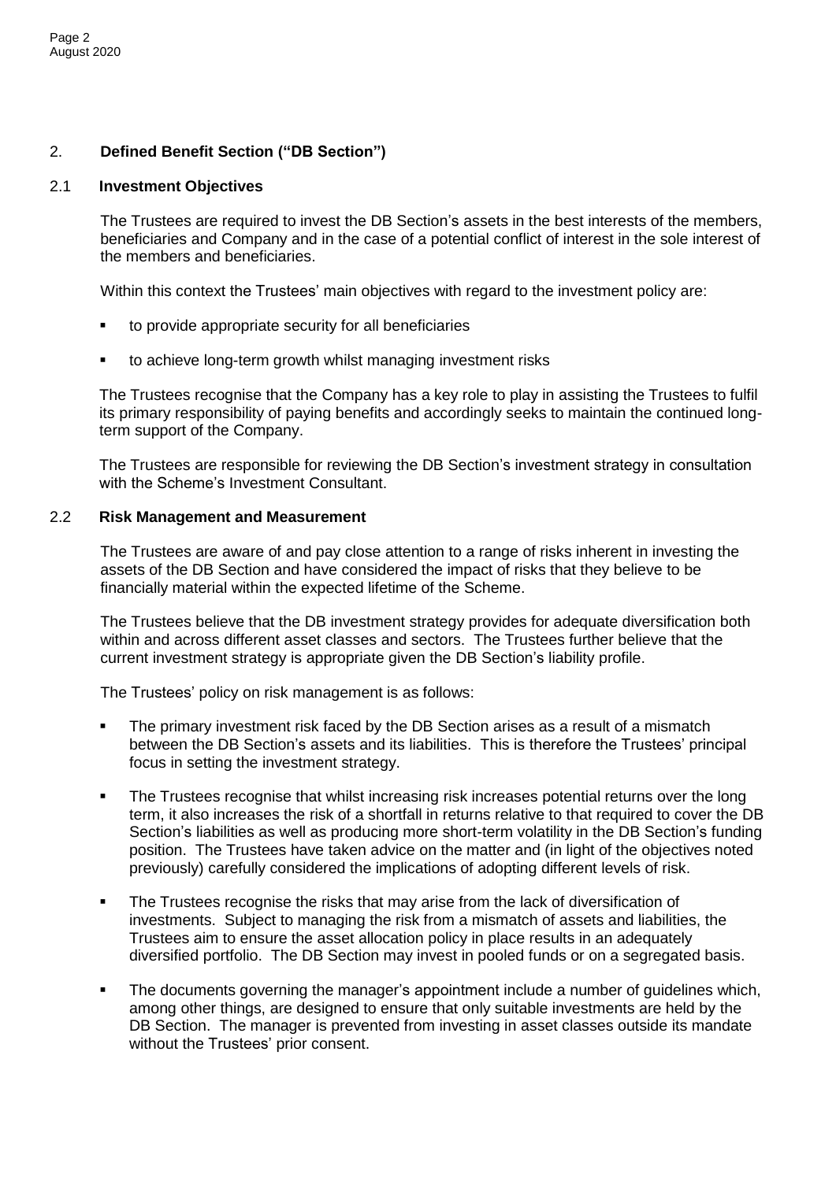## 2. Defined Benefit Section ("DB Section")

### 2.1 Investment Objectives

The Trustees are required to invest the DB Section's assets in the best interests of the members, beneficiaries and Company and in the case of a potential conflict of interest in the sole interest of the members and beneficiaries.

Within this context the Trustees' main objectives with regard to the investment policy are:

- to provide appropriate security for all beneficiaries
- to achieve long-term growth whilst managing investment risks

The Trustees recognise that the Company has a key role to play in assisting the Trustees to fulfil its primary responsibility of paying benefits and accordingly seeks to maintain the continued long-term support of the Company.

The Trustees are responsible for reviewing the DB Section's investment strategy in consultation with the Scheme's Investment Consultant.

### 2.2 Risk Management and Measurement

The Trustees are aware of and pay close attention to a range of risks inherent in investing the assets of the DB Section and have considered the impact of risks that they believe to be financially material within the expected lifetime of the Scheme.

The Trustees believe that the DB investment strategy provides for adequate diversification both within and across different asset classes and sectors. The Trustees further believe that the current investment strategy is appropriate given the DB Section's liability profile.

The Trustees' policy on risk management is as follows:

- The primary investment risk faced by the DB Section arises as a result of a mismatch between the DB Section's assets and its liabilities. This is therefore the Trustees' principal focus in setting the investment strategy.
- The Trustees recognise that whilst increasing risk increases potential returns over the long term, it also increases the risk of a shortfall in returns relative to that required to cover the DB Section's liabilities as well as producing more short-term volatility in the DB Section's funding position. The Trustees have taken advice on the matter and (in light of the objectives noted previously) carefully considered the implications of adopting different levels of risk.
- The Trustees recognise the risks that may arise from the lack of diversification of investments. Subject to managing the risk from a mismatch of assets and liabilities, the Trustees aim to ensure the asset allocation policy in place results in an adequately diversified portfolio. The DB Section may invest in pooled funds or on a segregated basis.
- The documents governing the manager's appointment include a number of guidelines which, among other things, are designed to ensure that only suitable investments are held by the DB Section. The manager is prevented from investing in asset classes outside its mandate without the Trustees' prior consent.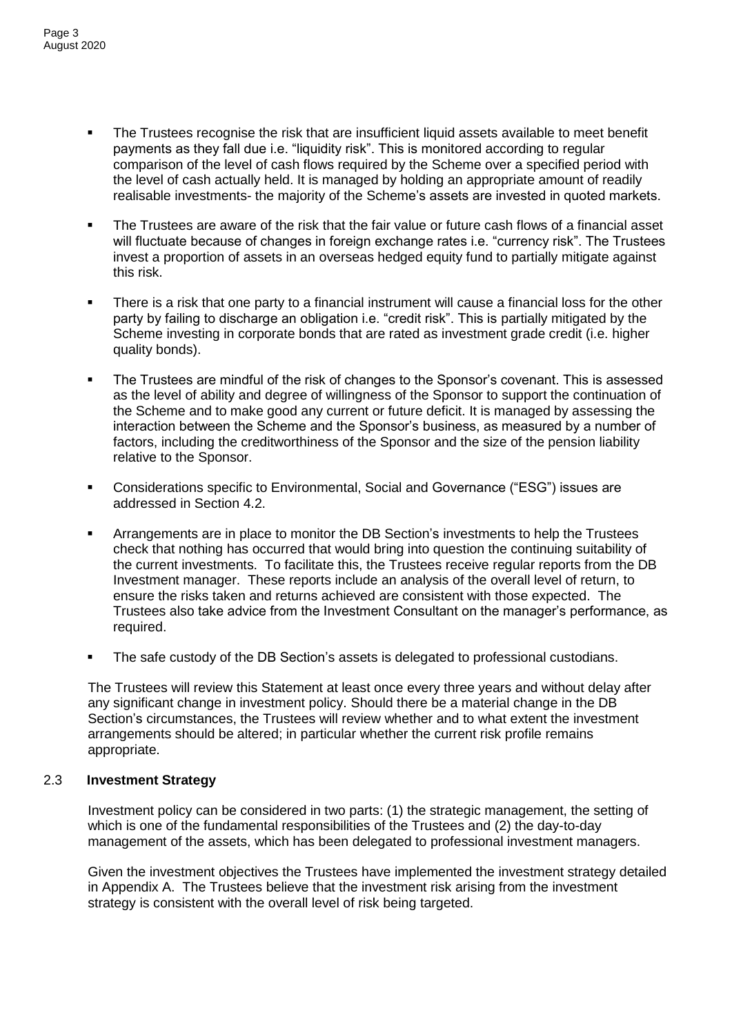- The Trustees recognise the risk that are insufficient liquid assets available to meet benefit payments as they fall due i.e. "liquidity risk". This is monitored according to regular comparison of the level of cash flows required by the Scheme over a specified period with the level of cash actually held. It is managed by holding an appropriate amount of readily realisable investments- the majority of the Scheme's assets are invested in quoted markets.
- The Trustees are aware of the risk that the fair value or future cash flows of a financial asset will fluctuate because of changes in foreign exchange rates i.e. "currency risk". The Trustees invest a proportion of assets in an overseas hedged equity fund to partially mitigate against this risk.
- There is a risk that one party to a financial instrument will cause a financial loss for the other party by failing to discharge an obligation i.e. "credit risk". This is partially mitigated by the Scheme investing in corporate bonds that are rated as investment grade credit (i.e. higher quality bonds).
- The Trustees are mindful of the risk of changes to the Sponsor's covenant. This is assessed as the level of ability and degree of willingness of the Sponsor to support the continuation of the Scheme and to make good any current or future deficit. It is managed by assessing the interaction between the Scheme and the Sponsor's business, as measured by a number of factors, including the creditworthiness of the Sponsor and the size of the pension liability relative to the Sponsor.
- Considerations specific to Environmental, Social and Governance ("ESG") issues are addressed in Section 4.2.
- Arrangements are in place to monitor the DB Section's investments to help the Trustees check that nothing has occurred that would bring into question the continuing suitability of the current investments. To facilitate this, the Trustees receive regular reports from the DB Investment manager. These reports include an analysis of the overall level of return, to ensure the risks taken and returns achieved are consistent with those expected. The Trustees also take advice from the Investment Consultant on the manager's performance, as required.
- The safe custody of the DB Section's assets is delegated to professional custodians.

The Trustees will review this Statement at least once every three years and without delay after any significant change in investment policy. Should there be a material change in the DB Section's circumstances, the Trustees will review whether and to what extent the investment arrangements should be altered; in particular whether the current risk profile remains appropriate.

## 2.3 Investment Strategy

Investment policy can be considered in two parts: (1) the strategic management, the setting of which is one of the fundamental responsibilities of the Trustees and (2) the day-to-day management of the assets, which has been delegated to professional investment managers.

Given the investment objectives the Trustees have implemented the investment strategy detailed in Appendix A. The Trustees believe that the investment risk arising from the investment strategy is consistent with the overall level of risk being targeted.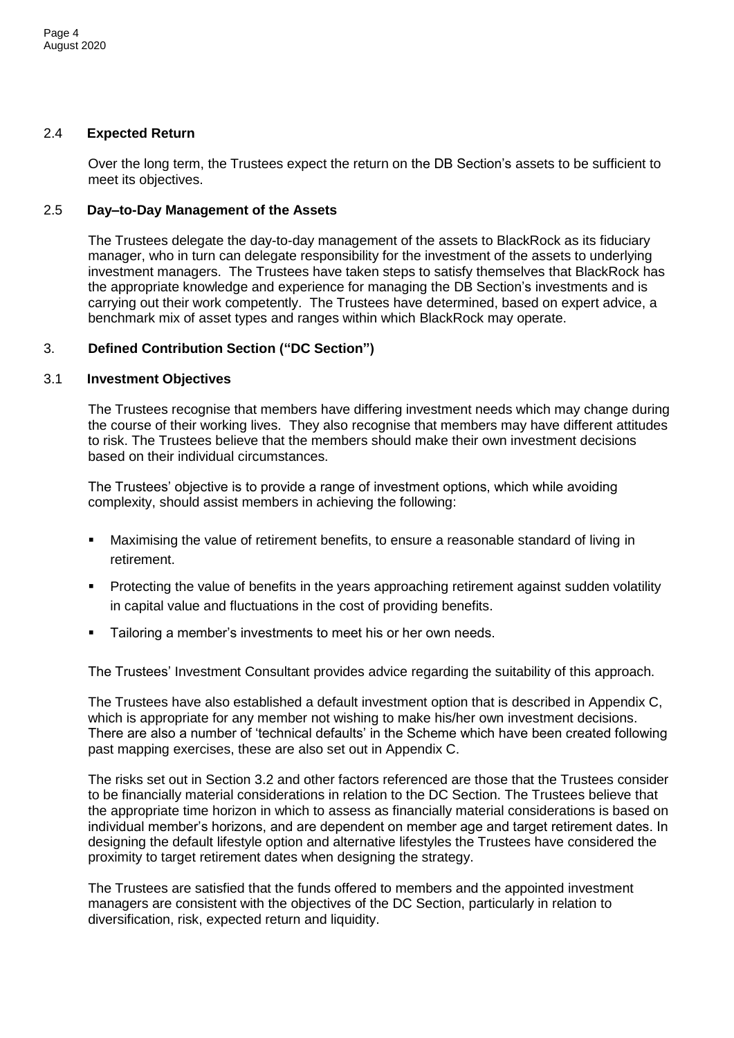### 2.4 Expected Return

Over the long term, the Trustees expect the return on the DB Section's assets to be sufficient to meet its objectives.

### 2.5 Day–to-Day Management of the Assets

The Trustees delegate the day-to-day management of the assets to BlackRock as its fiduciary manager, who in turn can delegate responsibility for the investment of the assets to underlying investment managers. The Trustees have taken steps to satisfy themselves that BlackRock has the appropriate knowledge and experience for managing the DB Section's investments and is carrying out their work competently. The Trustees have determined, based on expert advice, a benchmark mix of asset types and ranges within which BlackRock may operate.

## 3. Defined Contribution Section ("DC Section")

### 3.1 Investment Objectives

The Trustees recognise that members have differing investment needs which may change during the course of their working lives. They also recognise that members may have different attitudes to risk. The Trustees believe that the members should make their own investment decisions based on their individual circumstances.

The Trustees' objective is to provide a range of investment options, which while avoiding complexity, should assist members in achieving the following:

- Maximising the value of retirement benefits, to ensure a reasonable standard of living in retirement.
- Protecting the value of benefits in the years approaching retirement against sudden volatility in capital value and fluctuations in the cost of providing benefits.
- Tailoring a member's investments to meet his or her own needs.

The Trustees' Investment Consultant provides advice regarding the suitability of this approach.

The Trustees have also established a default investment option that is described in Appendix C, which is appropriate for any member not wishing to make his/her own investment decisions. There are also a number of 'technical defaults' in the Scheme which have been created following past mapping exercises, these are also set out in Appendix C.

The risks set out in Section 3.2 and other factors referenced are those that the Trustees consider to be financially material considerations in relation to the DC Section. The Trustees believe that the appropriate time horizon in which to assess as financially material considerations is based on individual member's horizons, and are dependent on member age and target retirement dates. In designing the default lifestyle option and alternative lifestyles the Trustees have considered the proximity to target retirement dates when designing the strategy.

The Trustees are satisfied that the funds offered to members and the appointed investment managers are consistent with the objectives of the DC Section, particularly in relation to diversification, risk, expected return and liquidity.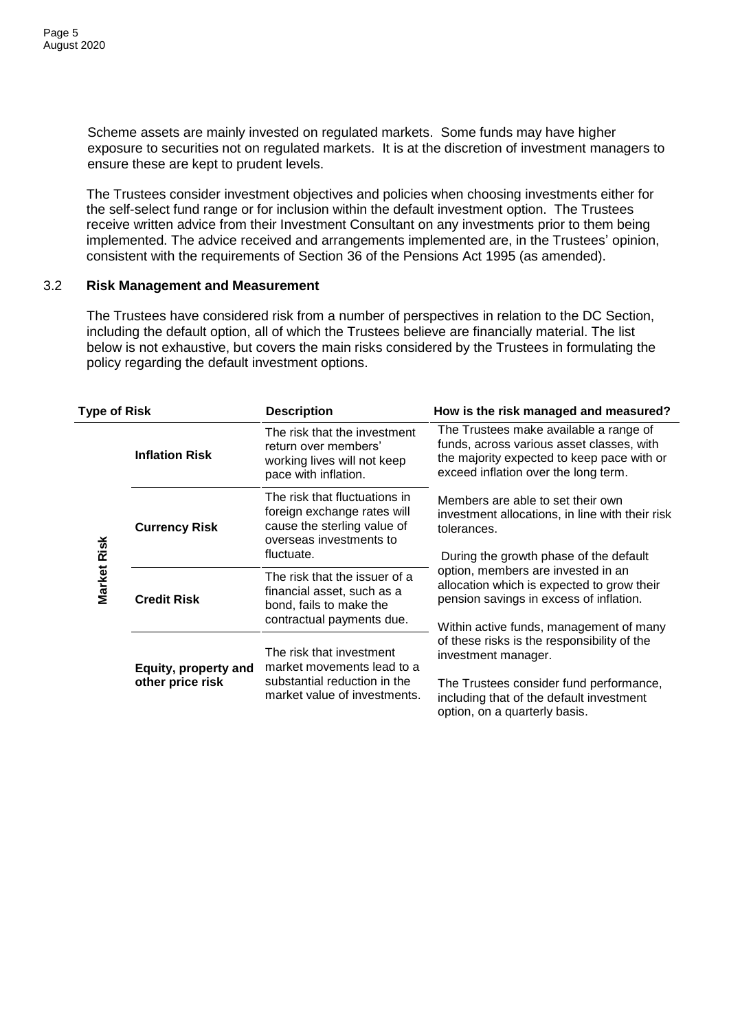Scheme assets are mainly invested on regulated markets. Some funds may have higher exposure to securities not on regulated markets. It is at the discretion of investment managers to ensure these are kept to prudent levels.

The Trustees consider investment objectives and policies when choosing investments either for the self-select fund range or for inclusion within the default investment option. The Trustees receive written advice from their Investment Consultant on any investments prior to them being implemented. The advice received and arrangements implemented are, in the Trustees' opinion, consistent with the requirements of Section 36 of the Pensions Act 1995 (as amended).

### 3.2 Risk Management and Measurement

The Trustees have considered risk from a number of perspectives in relation to the DC Section, including the default option, all of which the Trustees believe are financially material. The list below is not exhaustive, but covers the main risks considered by the Trustees in formulating the policy regarding the default investment options.

| Type of Risk | | Description | How is the risk managed and measured? |
|---|---|---|---|
| Market Risk | **Inflation Risk** | The risk that the investment return over members' working lives will not keep pace with inflation. | The Trustees make available a range of funds, across various asset classes, with the majority expected to keep pace with or exceed inflation over the long term. |
| | **Currency Risk** | The risk that fluctuations in foreign exchange rates will cause the sterling value of overseas investments to fluctuate. | Members are able to set their own investment allocations, in line with their risk tolerances. During the growth phase of the default option, members are invested in an allocation which is expected to grow their pension savings in excess of inflation. |
| | **Credit Risk** | The risk that the issuer of a financial asset, such as a bond, fails to make the contractual payments due. | Within active funds, management of many of these risks is the responsibility of the investment manager. |
| | **Equity, property and other price risk** | The risk that investment market movements lead to a substantial reduction in the market value of investments. | The Trustees consider fund performance, including that of the default investment option, on a quarterly basis. |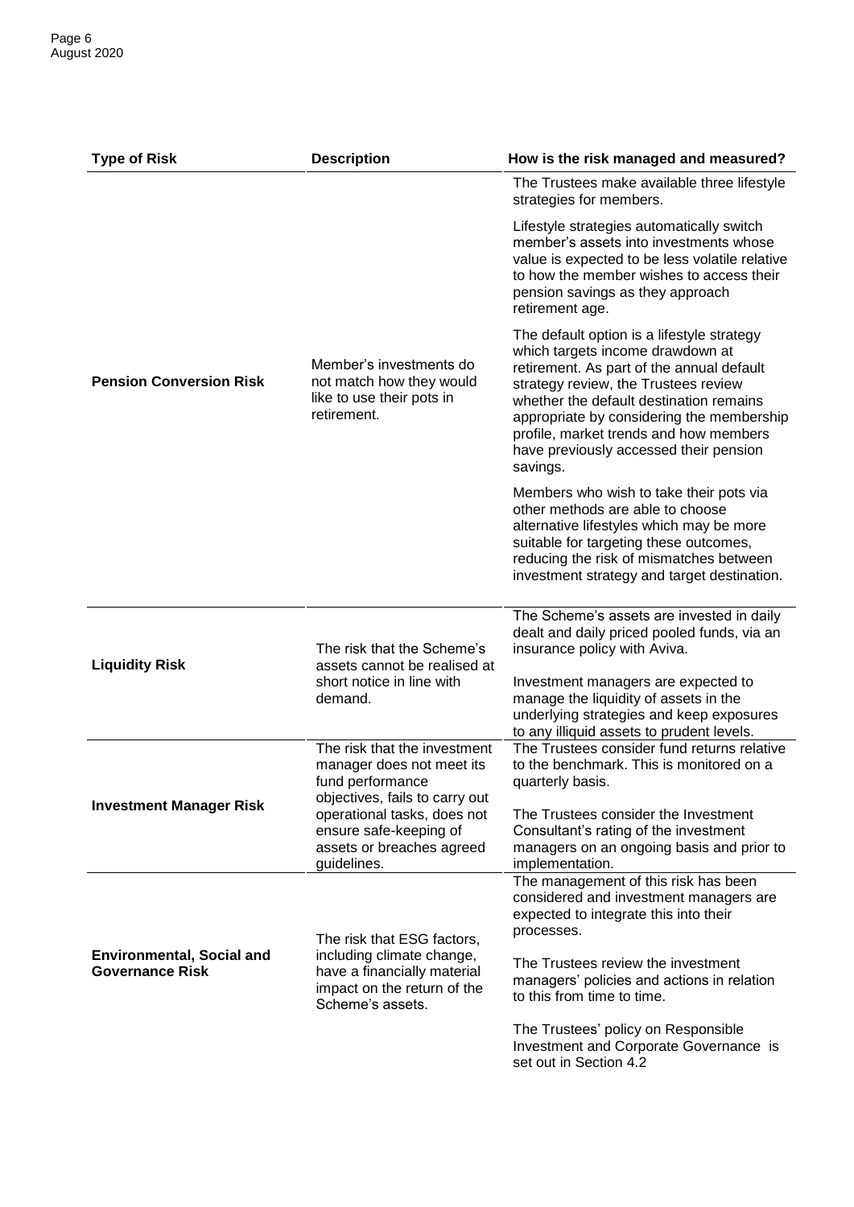| Type of Risk | Description | How is the risk managed and measured? |
|---|---|---|
| **Pension Conversion Risk** | Member's investments do not match how they would like to use their pots in retirement. | The Trustees make available three lifestyle strategies for members.<br><br>Lifestyle strategies automatically switch member's assets into investments whose value is expected to be less volatile relative to how the member wishes to access their pension savings as they approach retirement age.<br><br>The default option is a lifestyle strategy which targets income drawdown at retirement. As part of the annual default strategy review, the Trustees review whether the default destination remains appropriate by considering the membership profile, market trends and how members have previously accessed their pension savings.<br><br>Members who wish to take their pots via other methods are able to choose alternative lifestyles which may be more suitable for targeting these outcomes, reducing the risk of mismatches between investment strategy and target destination. |
| **Liquidity Risk** | The risk that the Scheme's assets cannot be realised at short notice in line with demand. | The Scheme's assets are invested in daily dealt and daily priced pooled funds, via an insurance policy with Aviva.<br><br>Investment managers are expected to manage the liquidity of assets in the underlying strategies and keep exposures to any illiquid assets to prudent levels. |
| **Investment Manager Risk** | The risk that the investment manager does not meet its fund performance objectives, fails to carry out operational tasks, does not ensure safe-keeping of assets or breaches agreed guidelines. | The Trustees consider fund returns relative to the benchmark. This is monitored on a quarterly basis.<br><br>The Trustees consider the Investment Consultant's rating of the investment managers on an ongoing basis and prior to implementation. |
| **Environmental, Social and Governance Risk** | The risk that ESG factors, including climate change, have a financially material impact on the return of the Scheme's assets. | The management of this risk has been considered and investment managers are expected to integrate this into their processes.<br><br>The Trustees review the investment managers' policies and actions in relation to this from time to time.<br><br>The Trustees' policy on Responsible Investment and Corporate Governance is set out in Section 4.2 |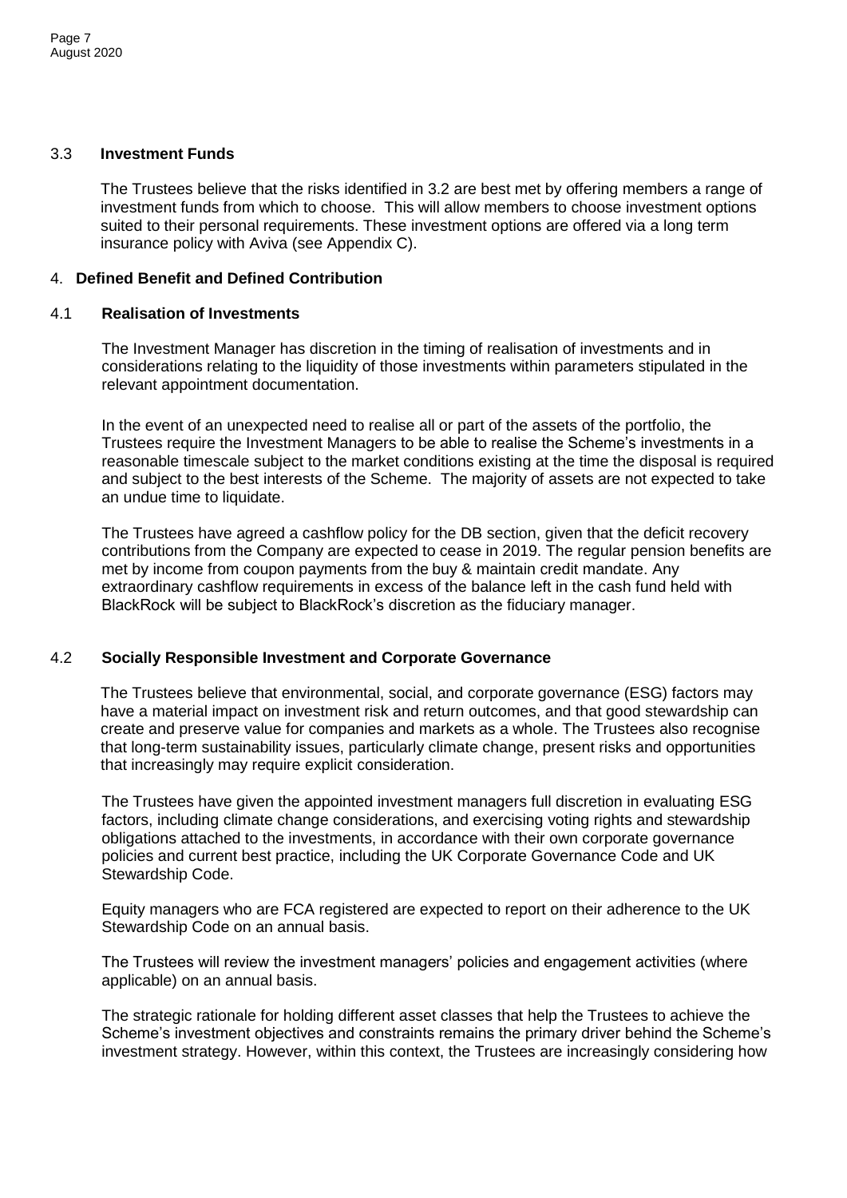### 3.3 Investment Funds

The Trustees believe that the risks identified in 3.2 are best met by offering members a range of investment funds from which to choose. This will allow members to choose investment options suited to their personal requirements. These investment options are offered via a long term insurance policy with Aviva (see Appendix C).

## 4. Defined Benefit and Defined Contribution

### 4.1 Realisation of Investments

The Investment Manager has discretion in the timing of realisation of investments and in considerations relating to the liquidity of those investments within parameters stipulated in the relevant appointment documentation.

In the event of an unexpected need to realise all or part of the assets of the portfolio, the Trustees require the Investment Managers to be able to realise the Scheme's investments in a reasonable timescale subject to the market conditions existing at the time the disposal is required and subject to the best interests of the Scheme. The majority of assets are not expected to take an undue time to liquidate.

The Trustees have agreed a cashflow policy for the DB section, given that the deficit recovery contributions from the Company are expected to cease in 2019. The regular pension benefits are met by income from coupon payments from the buy & maintain credit mandate. Any extraordinary cashflow requirements in excess of the balance left in the cash fund held with BlackRock will be subject to BlackRock's discretion as the fiduciary manager.

### 4.2 Socially Responsible Investment and Corporate Governance

The Trustees believe that environmental, social, and corporate governance (ESG) factors may have a material impact on investment risk and return outcomes, and that good stewardship can create and preserve value for companies and markets as a whole. The Trustees also recognise that long-term sustainability issues, particularly climate change, present risks and opportunities that increasingly may require explicit consideration.

The Trustees have given the appointed investment managers full discretion in evaluating ESG factors, including climate change considerations, and exercising voting rights and stewardship obligations attached to the investments, in accordance with their own corporate governance policies and current best practice, including the UK Corporate Governance Code and UK Stewardship Code.

Equity managers who are FCA registered are expected to report on their adherence to the UK Stewardship Code on an annual basis.

The Trustees will review the investment managers' policies and engagement activities (where applicable) on an annual basis.

The strategic rationale for holding different asset classes that help the Trustees to achieve the Scheme's investment objectives and constraints remains the primary driver behind the Scheme's investment strategy. However, within this context, the Trustees are increasingly considering how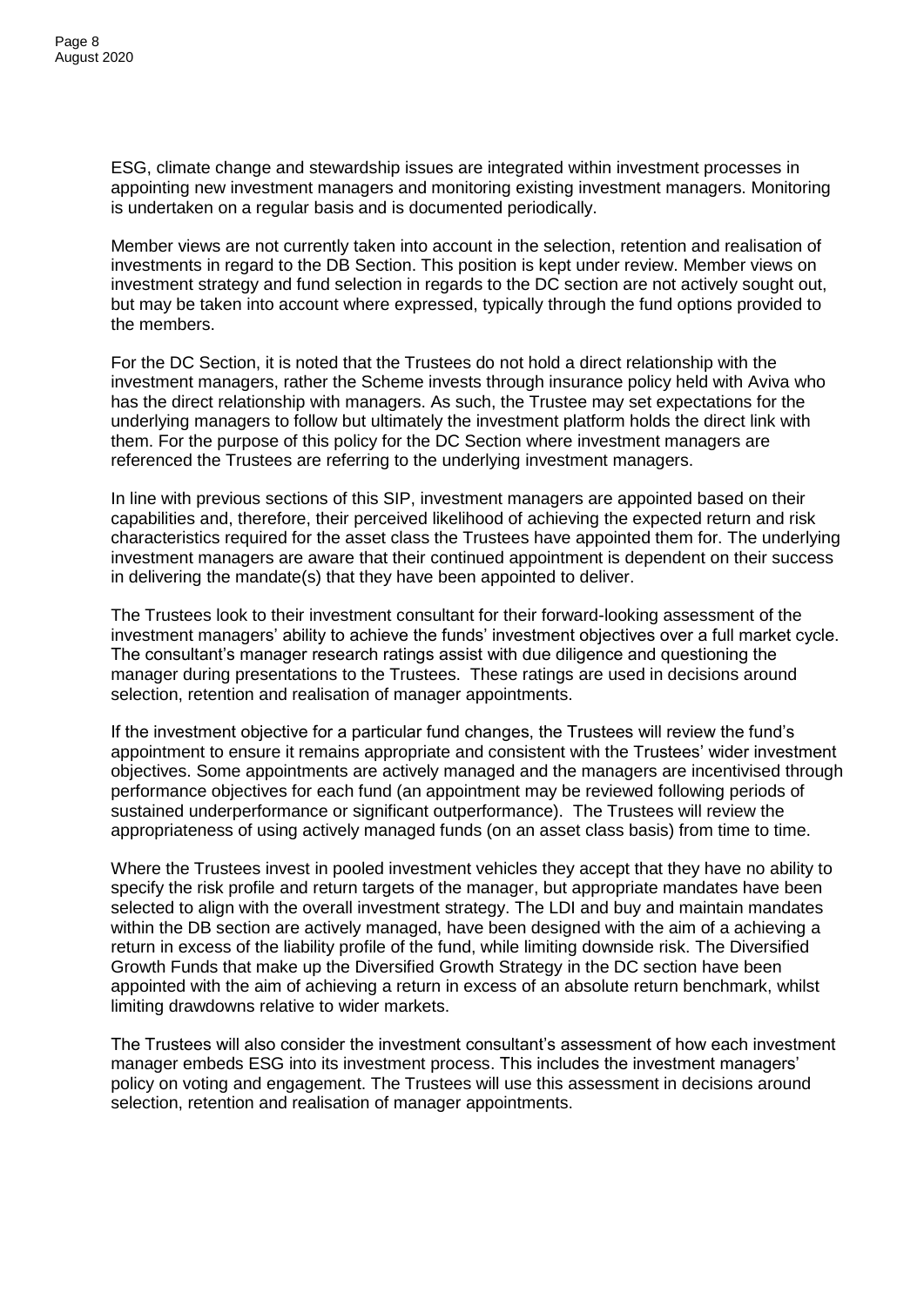ESG, climate change and stewardship issues are integrated within investment processes in appointing new investment managers and monitoring existing investment managers. Monitoring is undertaken on a regular basis and is documented periodically.

Member views are not currently taken into account in the selection, retention and realisation of investments in regard to the DB Section. This position is kept under review. Member views on investment strategy and fund selection in regards to the DC section are not actively sought out, but may be taken into account where expressed, typically through the fund options provided to the members.

For the DC Section, it is noted that the Trustees do not hold a direct relationship with the investment managers, rather the Scheme invests through insurance policy held with Aviva who has the direct relationship with managers. As such, the Trustee may set expectations for the underlying managers to follow but ultimately the investment platform holds the direct link with them. For the purpose of this policy for the DC Section where investment managers are referenced the Trustees are referring to the underlying investment managers.

In line with previous sections of this SIP, investment managers are appointed based on their capabilities and, therefore, their perceived likelihood of achieving the expected return and risk characteristics required for the asset class the Trustees have appointed them for. The underlying investment managers are aware that their continued appointment is dependent on their success in delivering the mandate(s) that they have been appointed to deliver.

The Trustees look to their investment consultant for their forward-looking assessment of the investment managers' ability to achieve the funds' investment objectives over a full market cycle. The consultant's manager research ratings assist with due diligence and questioning the manager during presentations to the Trustees. These ratings are used in decisions around selection, retention and realisation of manager appointments.

If the investment objective for a particular fund changes, the Trustees will review the fund's appointment to ensure it remains appropriate and consistent with the Trustees' wider investment objectives. Some appointments are actively managed and the managers are incentivised through performance objectives for each fund (an appointment may be reviewed following periods of sustained underperformance or significant outperformance). The Trustees will review the appropriateness of using actively managed funds (on an asset class basis) from time to time.

Where the Trustees invest in pooled investment vehicles they accept that they have no ability to specify the risk profile and return targets of the manager, but appropriate mandates have been selected to align with the overall investment strategy. The LDI and buy and maintain mandates within the DB section are actively managed, have been designed with the aim of a achieving a return in excess of the liability profile of the fund, while limiting downside risk. The Diversified Growth Funds that make up the Diversified Growth Strategy in the DC section have been appointed with the aim of achieving a return in excess of an absolute return benchmark, whilst limiting drawdowns relative to wider markets.

The Trustees will also consider the investment consultant's assessment of how each investment manager embeds ESG into its investment process. This includes the investment managers' policy on voting and engagement. The Trustees will use this assessment in decisions around selection, retention and realisation of manager appointments.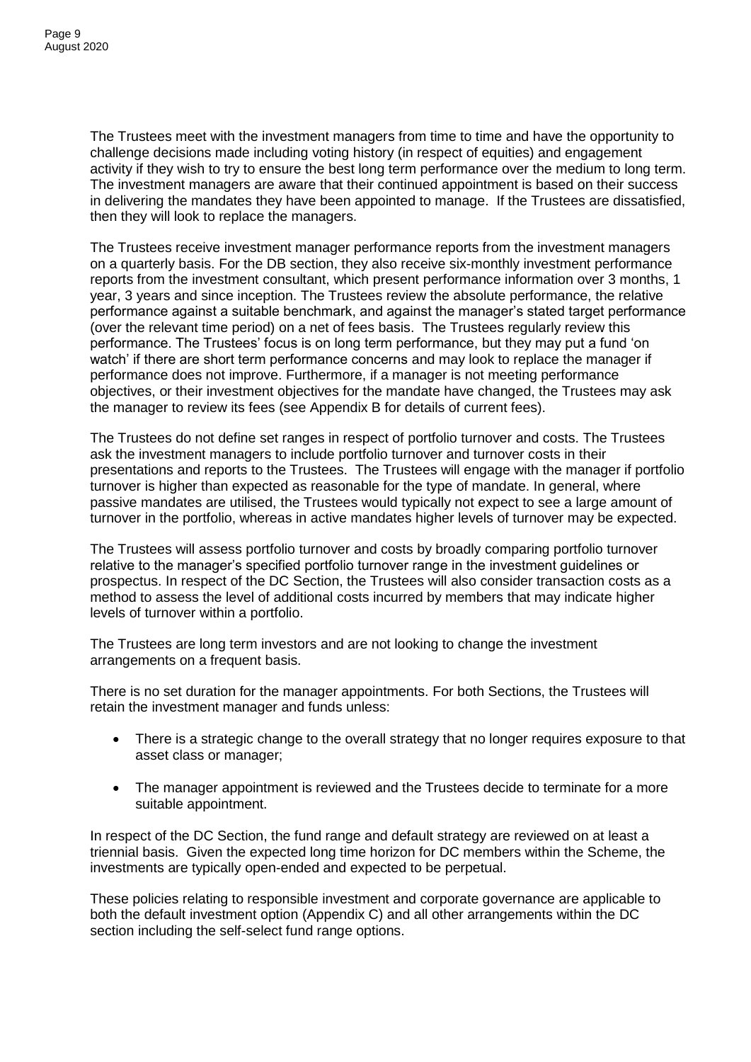The Trustees meet with the investment managers from time to time and have the opportunity to challenge decisions made including voting history (in respect of equities) and engagement activity if they wish to try to ensure the best long term performance over the medium to long term. The investment managers are aware that their continued appointment is based on their success in delivering the mandates they have been appointed to manage. If the Trustees are dissatisfied, then they will look to replace the managers.

The Trustees receive investment manager performance reports from the investment managers on a quarterly basis. For the DB section, they also receive six-monthly investment performance reports from the investment consultant, which present performance information over 3 months, 1 year, 3 years and since inception. The Trustees review the absolute performance, the relative performance against a suitable benchmark, and against the manager's stated target performance (over the relevant time period) on a net of fees basis. The Trustees regularly review this performance. The Trustees' focus is on long term performance, but they may put a fund 'on watch' if there are short term performance concerns and may look to replace the manager if performance does not improve. Furthermore, if a manager is not meeting performance objectives, or their investment objectives for the mandate have changed, the Trustees may ask the manager to review its fees (see Appendix B for details of current fees).

The Trustees do not define set ranges in respect of portfolio turnover and costs. The Trustees ask the investment managers to include portfolio turnover and turnover costs in their presentations and reports to the Trustees. The Trustees will engage with the manager if portfolio turnover is higher than expected as reasonable for the type of mandate. In general, where passive mandates are utilised, the Trustees would typically not expect to see a large amount of turnover in the portfolio, whereas in active mandates higher levels of turnover may be expected.

The Trustees will assess portfolio turnover and costs by broadly comparing portfolio turnover relative to the manager's specified portfolio turnover range in the investment guidelines or prospectus. In respect of the DC Section, the Trustees will also consider transaction costs as a method to assess the level of additional costs incurred by members that may indicate higher levels of turnover within a portfolio.

The Trustees are long term investors and are not looking to change the investment arrangements on a frequent basis.

There is no set duration for the manager appointments. For both Sections, the Trustees will retain the investment manager and funds unless:

- There is a strategic change to the overall strategy that no longer requires exposure to that asset class or manager;
- The manager appointment is reviewed and the Trustees decide to terminate for a more suitable appointment.

In respect of the DC Section, the fund range and default strategy are reviewed on at least a triennial basis. Given the expected long time horizon for DC members within the Scheme, the investments are typically open-ended and expected to be perpetual.

These policies relating to responsible investment and corporate governance are applicable to both the default investment option (Appendix C) and all other arrangements within the DC section including the self-select fund range options.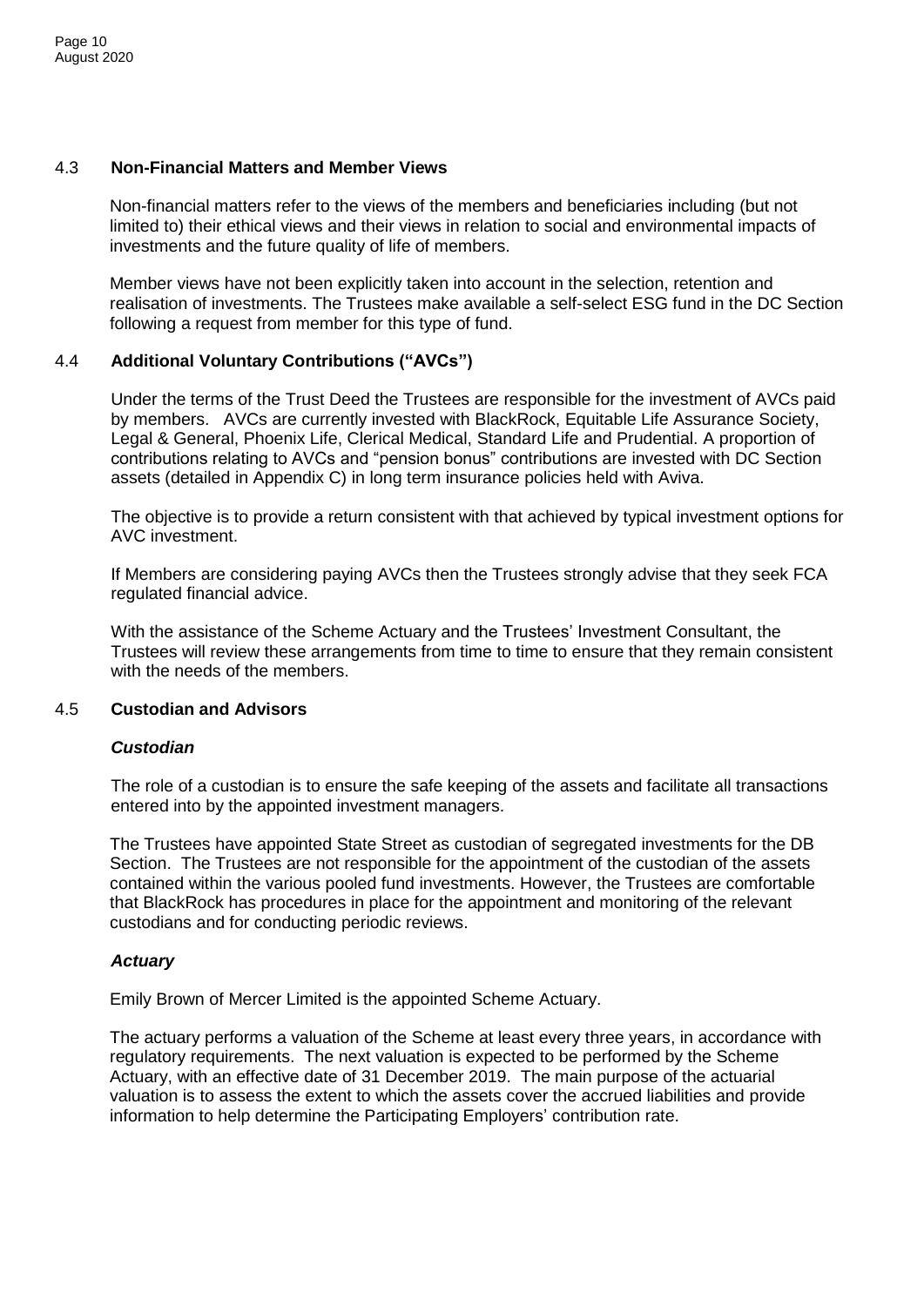### 4.3 Non-Financial Matters and Member Views

Non-financial matters refer to the views of the members and beneficiaries including (but not limited to) their ethical views and their views in relation to social and environmental impacts of investments and the future quality of life of members.

Member views have not been explicitly taken into account in the selection, retention and realisation of investments. The Trustees make available a self-select ESG fund in the DC Section following a request from member for this type of fund.

### 4.4 Additional Voluntary Contributions ("AVCs")

Under the terms of the Trust Deed the Trustees are responsible for the investment of AVCs paid by members. AVCs are currently invested with BlackRock, Equitable Life Assurance Society, Legal & General, Phoenix Life, Clerical Medical, Standard Life and Prudential. A proportion of contributions relating to AVCs and "pension bonus" contributions are invested with DC Section assets (detailed in Appendix C) in long term insurance policies held with Aviva.

The objective is to provide a return consistent with that achieved by typical investment options for AVC investment.

If Members are considering paying AVCs then the Trustees strongly advise that they seek FCA regulated financial advice.

With the assistance of the Scheme Actuary and the Trustees' Investment Consultant, the Trustees will review these arrangements from time to time to ensure that they remain consistent with the needs of the members.

### 4.5 Custodian and Advisors

***Custodian***

The role of a custodian is to ensure the safe keeping of the assets and facilitate all transactions entered into by the appointed investment managers.

The Trustees have appointed State Street as custodian of segregated investments for the DB Section. The Trustees are not responsible for the appointment of the custodian of the assets contained within the various pooled fund investments. However, the Trustees are comfortable that BlackRock has procedures in place for the appointment and monitoring of the relevant custodians and for conducting periodic reviews.

***Actuary***

Emily Brown of Mercer Limited is the appointed Scheme Actuary.

The actuary performs a valuation of the Scheme at least every three years, in accordance with regulatory requirements. The next valuation is expected to be performed by the Scheme Actuary, with an effective date of 31 December 2019. The main purpose of the actuarial valuation is to assess the extent to which the assets cover the accrued liabilities and provide information to help determine the Participating Employers' contribution rate.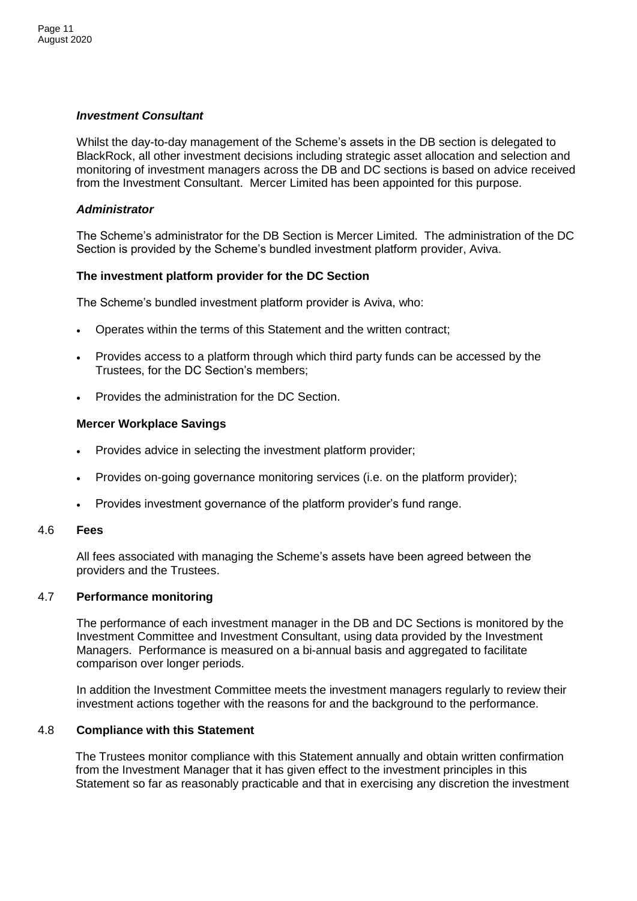### *Investment Consultant*

Whilst the day-to-day management of the Scheme's assets in the DB section is delegated to BlackRock, all other investment decisions including strategic asset allocation and selection and monitoring of investment managers across the DB and DC sections is based on advice received from the Investment Consultant. Mercer Limited has been appointed for this purpose.

### *Administrator*

The Scheme's administrator for the DB Section is Mercer Limited. The administration of the DC Section is provided by the Scheme's bundled investment platform provider, Aviva.

### **The investment platform provider for the DC Section**

The Scheme's bundled investment platform provider is Aviva, who:

- Operates within the terms of this Statement and the written contract;
- Provides access to a platform through which third party funds can be accessed by the Trustees, for the DC Section's members;
- Provides the administration for the DC Section.

### **Mercer Workplace Savings**

- Provides advice in selecting the investment platform provider;
- Provides on-going governance monitoring services (i.e. on the platform provider);
- Provides investment governance of the platform provider's fund range.

## 4.6 **Fees**

All fees associated with managing the Scheme's assets have been agreed between the providers and the Trustees.

## 4.7 **Performance monitoring**

The performance of each investment manager in the DB and DC Sections is monitored by the Investment Committee and Investment Consultant, using data provided by the Investment Managers. Performance is measured on a bi-annual basis and aggregated to facilitate comparison over longer periods.

In addition the Investment Committee meets the investment managers regularly to review their investment actions together with the reasons for and the background to the performance.

## 4.8 **Compliance with this Statement**

The Trustees monitor compliance with this Statement annually and obtain written confirmation from the Investment Manager that it has given effect to the investment principles in this Statement so far as reasonably practicable and that in exercising any discretion the investment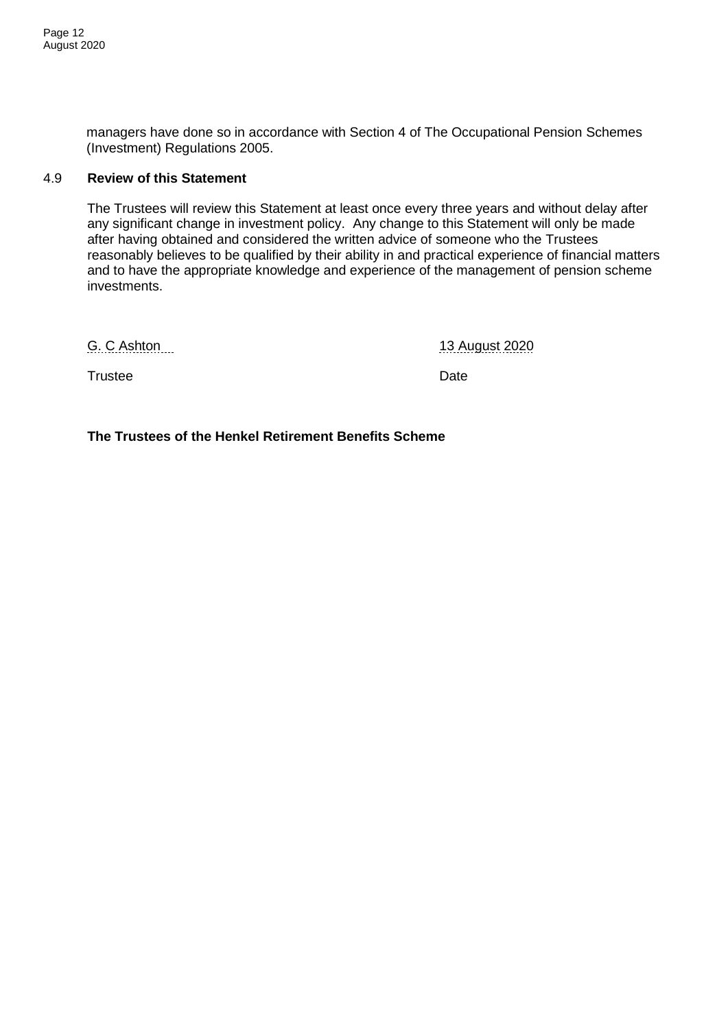managers have done so in accordance with Section 4 of The Occupational Pension Schemes (Investment) Regulations 2005.

### 4.9 **Review of this Statement**

The Trustees will review this Statement at least once every three years and without delay after any significant change in investment policy. Any change to this Statement will only be made after having obtained and considered the written advice of someone who the Trustees reasonably believes to be qualified by their ability in and practical experience of financial matters and to have the appropriate knowledge and experience of the management of pension scheme investments.

G. C Ashton                                        13 August 2020

Trustee                                        Date

**The Trustees of the Henkel Retirement Benefits Scheme**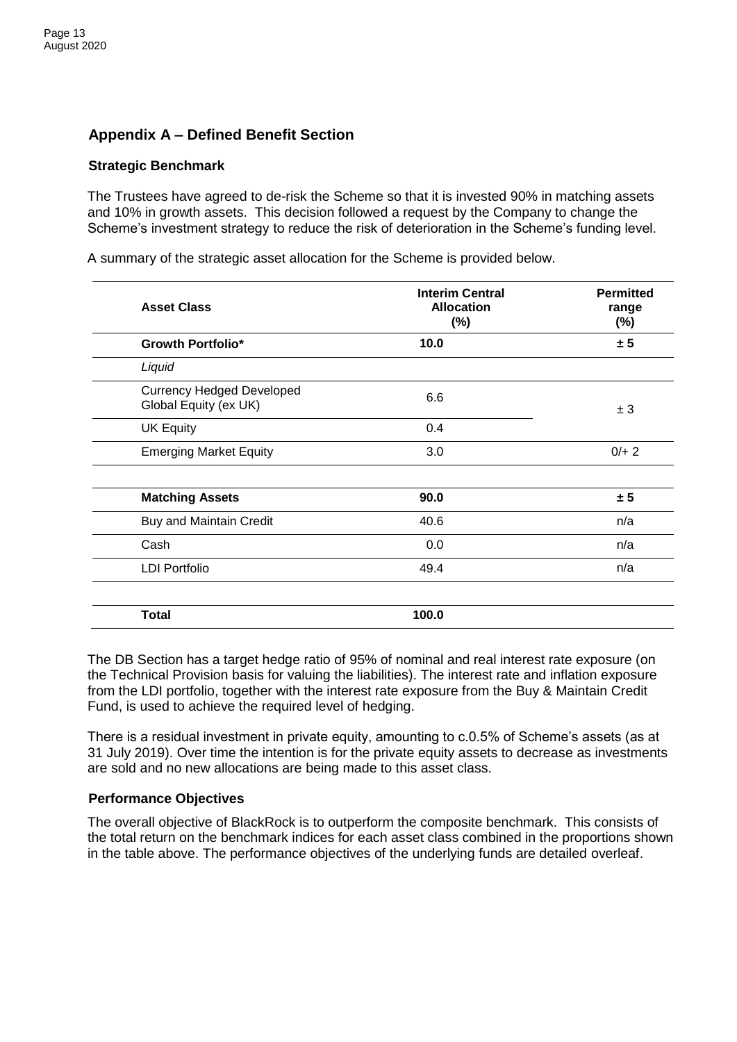## Appendix A – Defined Benefit Section

### Strategic Benchmark

The Trustees have agreed to de-risk the Scheme so that it is invested 90% in matching assets and 10% in growth assets. This decision followed a request by the Company to change the Scheme's investment strategy to reduce the risk of deterioration in the Scheme's funding level.

A summary of the strategic asset allocation for the Scheme is provided below.

| Asset Class | Interim Central Allocation (%) | Permitted range (%) |
|---|---|---|
| **Growth Portfolio*** | **10.0** | **± 5** |
| *Liquid* | | |
| Currency Hedged Developed Global Equity (ex UK) | 6.6 | ± 3 |
| UK Equity | 0.4 | |
| Emerging Market Equity | 3.0 | 0/+ 2 |
| | | |
| **Matching Assets** | **90.0** | **± 5** |
| Buy and Maintain Credit | 40.6 | n/a |
| Cash | 0.0 | n/a |
| LDI Portfolio | 49.4 | n/a |
| | | |
| **Total** | **100.0** | |

The DB Section has a target hedge ratio of 95% of nominal and real interest rate exposure (on the Technical Provision basis for valuing the liabilities). The interest rate and inflation exposure from the LDI portfolio, together with the interest rate exposure from the Buy & Maintain Credit Fund, is used to achieve the required level of hedging.

There is a residual investment in private equity, amounting to c.0.5% of Scheme's assets (as at 31 July 2019). Over time the intention is for the private equity assets to decrease as investments are sold and no new allocations are being made to this asset class.

### Performance Objectives

The overall objective of BlackRock is to outperform the composite benchmark. This consists of the total return on the benchmark indices for each asset class combined in the proportions shown in the table above. The performance objectives of the underlying funds are detailed overleaf.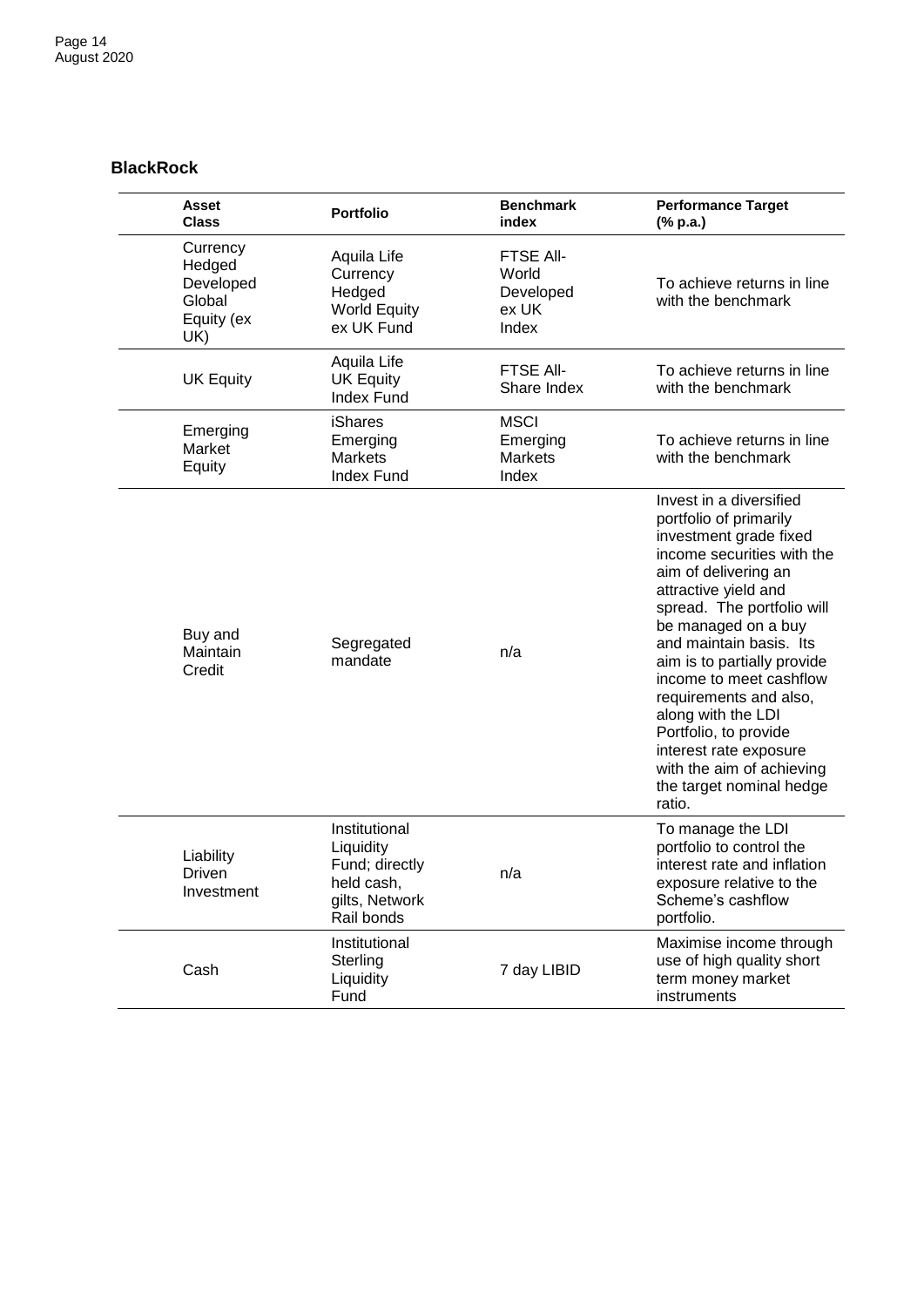## BlackRock

| Asset Class | Portfolio | Benchmark index | Performance Target (% p.a.) |
|---|---|---|---|
| Currency Hedged Developed Global Equity (ex UK) | Aquila Life Currency Hedged World Equity ex UK Fund | FTSE All-World Developed ex UK Index | To achieve returns in line with the benchmark |
| UK Equity | Aquila Life UK Equity Index Fund | FTSE All-Share Index | To achieve returns in line with the benchmark |
| Emerging Market Equity | iShares Emerging Markets Index Fund | MSCI Emerging Markets Index | To achieve returns in line with the benchmark |
| Buy and Maintain Credit | Segregated mandate | n/a | Invest in a diversified portfolio of primarily investment grade fixed income securities with the aim of delivering an attractive yield and spread. The portfolio will be managed on a buy and maintain basis. Its aim is to partially provide income to meet cashflow requirements and also, along with the LDI Portfolio, to provide interest rate exposure with the aim of achieving the target nominal hedge ratio. |
| Liability Driven Investment | Institutional Liquidity Fund; directly held cash, gilts, Network Rail bonds | n/a | To manage the LDI portfolio to control the interest rate and inflation exposure relative to the Scheme's cashflow portfolio. |
| Cash | Institutional Sterling Liquidity Fund | 7 day LIBID | Maximise income through use of high quality short term money market instruments |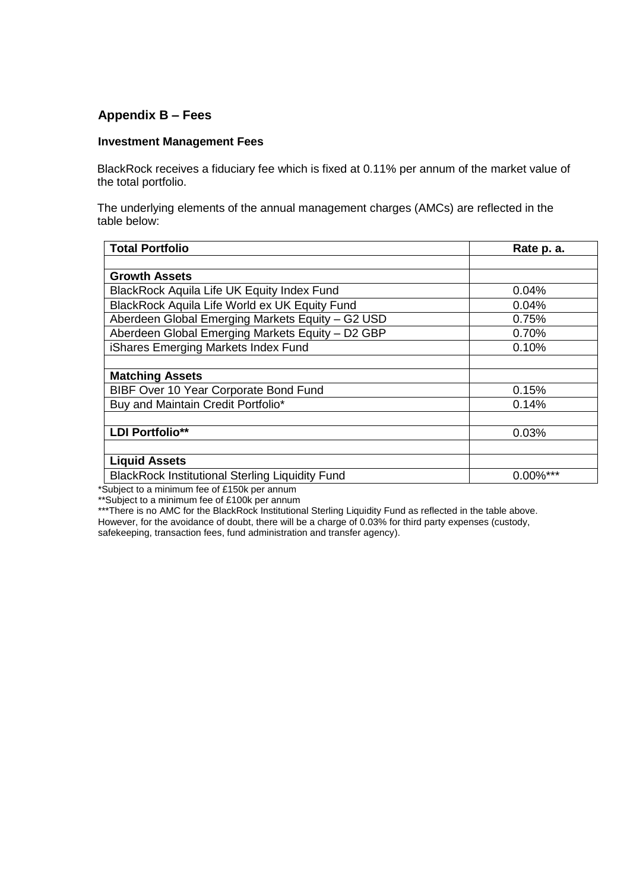## Appendix B – Fees

### Investment Management Fees

BlackRock receives a fiduciary fee which is fixed at 0.11% per annum of the market value of the total portfolio.

The underlying elements of the annual management charges (AMCs) are reflected in the table below:

| Total Portfolio | Rate p. a. |
|---|---|
| | |
| **Growth Assets** | |
| BlackRock Aquila Life UK Equity Index Fund | 0.04% |
| BlackRock Aquila Life World ex UK Equity Fund | 0.04% |
| Aberdeen Global Emerging Markets Equity – G2 USD | 0.75% |
| Aberdeen Global Emerging Markets Equity – D2 GBP | 0.70% |
| iShares Emerging Markets Index Fund | 0.10% |
| | |
| **Matching Assets** | |
| BIBF Over 10 Year Corporate Bond Fund | 0.15% |
| Buy and Maintain Credit Portfolio* | 0.14% |
| | |
| **LDI Portfolio**** | 0.03% |
| | |
| **Liquid Assets** | |
| BlackRock Institutional Sterling Liquidity Fund | 0.00%*** |

*Subject to a minimum fee of £150k per annum

**Subject to a minimum fee of £100k per annum

***There is no AMC for the BlackRock Institutional Sterling Liquidity Fund as reflected in the table above. However, for the avoidance of doubt, there will be a charge of 0.03% for third party expenses (custody, safekeeping, transaction fees, fund administration and transfer agency).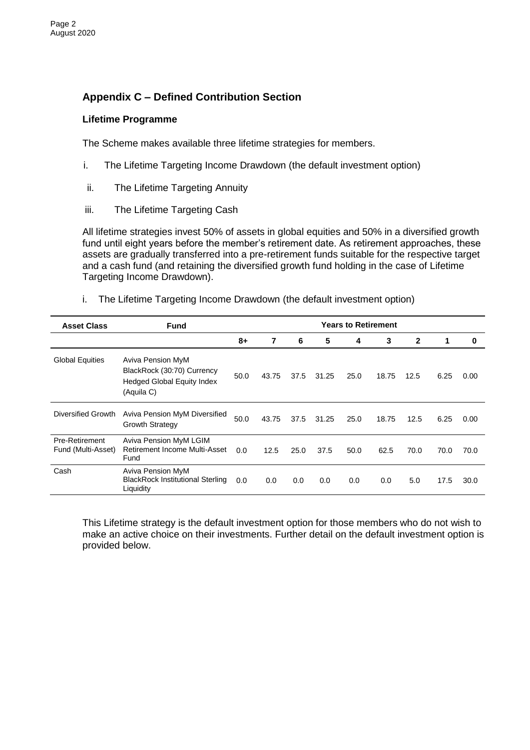## Appendix C – Defined Contribution Section

### Lifetime Programme

The Scheme makes available three lifetime strategies for members.

i. The Lifetime Targeting Income Drawdown (the default investment option)

ii. The Lifetime Targeting Annuity

iii. The Lifetime Targeting Cash

All lifetime strategies invest 50% of assets in global equities and 50% in a diversified growth fund until eight years before the member's retirement date. As retirement approaches, these assets are gradually transferred into a pre-retirement funds suitable for the respective target and a cash fund (and retaining the diversified growth fund holding in the case of Lifetime Targeting Income Drawdown).

i. The Lifetime Targeting Income Drawdown (the default investment option)

| Asset Class | Fund | Years to Retirement | | | | | | | | |
|---|---|---|---|---|---|---|---|---|---|---|
| | | 8+ | 7 | 6 | 5 | 4 | 3 | 2 | 1 | 0 |
| Global Equities | Aviva Pension MyM BlackRock (30:70) Currency Hedged Global Equity Index (Aquila C) | 50.0 | 43.75 | 37.5 | 31.25 | 25.0 | 18.75 | 12.5 | 6.25 | 0.00 |
| Diversified Growth | Aviva Pension MyM Diversified Growth Strategy | 50.0 | 43.75 | 37.5 | 31.25 | 25.0 | 18.75 | 12.5 | 6.25 | 0.00 |
| Pre-Retirement Fund (Multi-Asset) | Aviva Pension MyM LGIM Retirement Income Multi-Asset Fund | 0.0 | 12.5 | 25.0 | 37.5 | 50.0 | 62.5 | 70.0 | 70.0 | 70.0 |
| Cash | Aviva Pension MyM BlackRock Institutional Sterling Liquidity | 0.0 | 0.0 | 0.0 | 0.0 | 0.0 | 0.0 | 5.0 | 17.5 | 30.0 |

This Lifetime strategy is the default investment option for those members who do not wish to make an active choice on their investments. Further detail on the default investment option is provided below.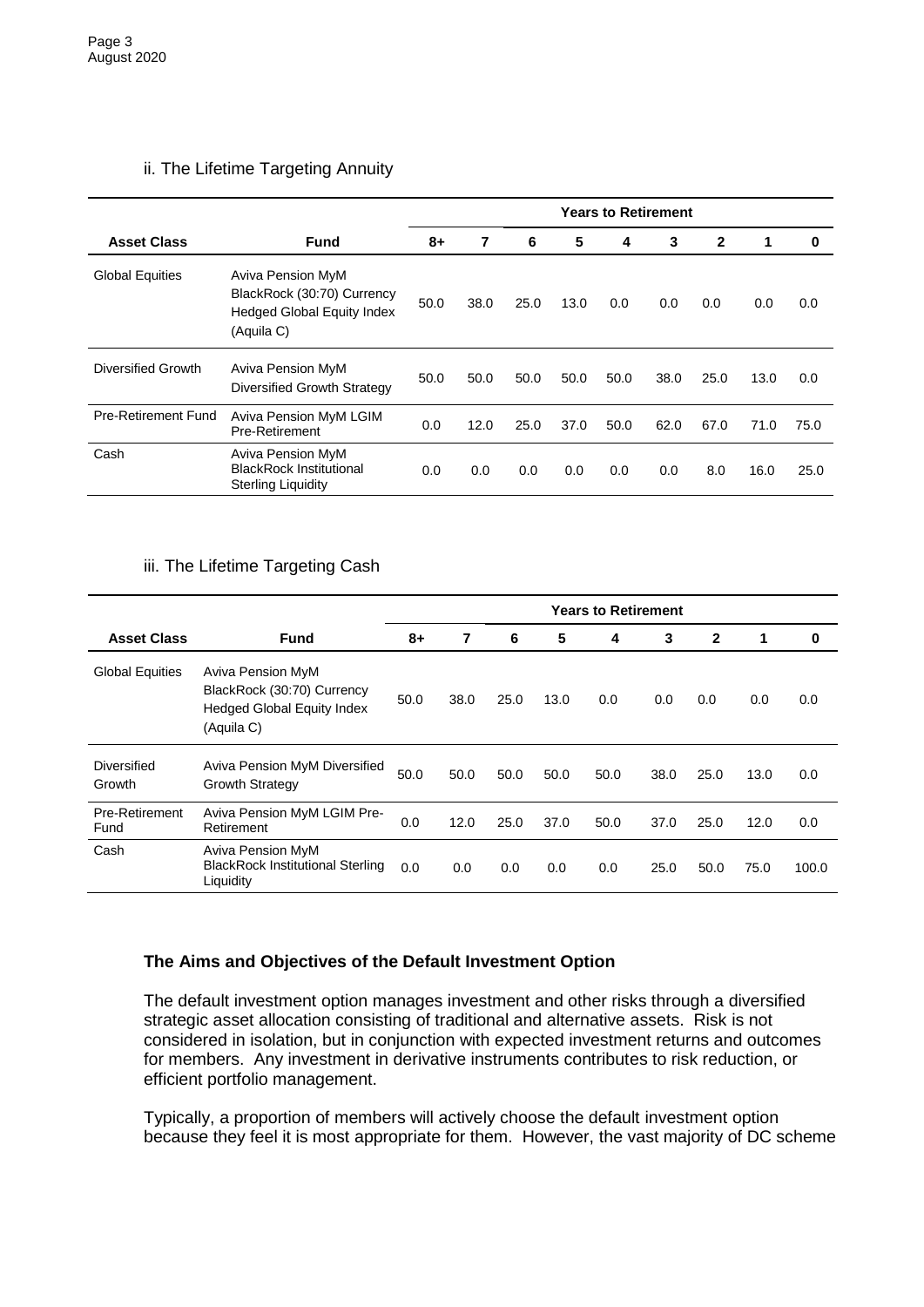ii. The Lifetime Targeting Annuity

| | | Years to Retirement | | | | | | | | |
|---|---|---|---|---|---|---|---|---|---|---|
| **Asset Class** | **Fund** | **8+** | **7** | **6** | **5** | **4** | **3** | **2** | **1** | **0** |
| Global Equities | Aviva Pension MyM BlackRock (30:70) Currency Hedged Global Equity Index (Aquila C) | 50.0 | 38.0 | 25.0 | 13.0 | 0.0 | 0.0 | 0.0 | 0.0 | 0.0 |
| Diversified Growth | Aviva Pension MyM Diversified Growth Strategy | 50.0 | 50.0 | 50.0 | 50.0 | 50.0 | 38.0 | 25.0 | 13.0 | 0.0 |
| Pre-Retirement Fund | Aviva Pension MyM LGIM Pre-Retirement | 0.0 | 12.0 | 25.0 | 37.0 | 50.0 | 62.0 | 67.0 | 71.0 | 75.0 |
| Cash | Aviva Pension MyM BlackRock Institutional Sterling Liquidity | 0.0 | 0.0 | 0.0 | 0.0 | 0.0 | 0.0 | 8.0 | 16.0 | 25.0 |

iii. The Lifetime Targeting Cash

| | | Years to Retirement | | | | | | | | |
|---|---|---|---|---|---|---|---|---|---|---|
| **Asset Class** | **Fund** | **8+** | **7** | **6** | **5** | **4** | **3** | **2** | **1** | **0** |
| Global Equities | Aviva Pension MyM BlackRock (30:70) Currency Hedged Global Equity Index (Aquila C) | 50.0 | 38.0 | 25.0 | 13.0 | 0.0 | 0.0 | 0.0 | 0.0 | 0.0 |
| Diversified Growth | Aviva Pension MyM Diversified Growth Strategy | 50.0 | 50.0 | 50.0 | 50.0 | 50.0 | 38.0 | 25.0 | 13.0 | 0.0 |
| Pre-Retirement Fund | Aviva Pension MyM LGIM Pre-Retirement | 0.0 | 12.0 | 25.0 | 37.0 | 50.0 | 37.0 | 25.0 | 12.0 | 0.0 |
| Cash | Aviva Pension MyM BlackRock Institutional Sterling Liquidity | 0.0 | 0.0 | 0.0 | 0.0 | 0.0 | 25.0 | 50.0 | 75.0 | 100.0 |

### The Aims and Objectives of the Default Investment Option

The default investment option manages investment and other risks through a diversified strategic asset allocation consisting of traditional and alternative assets. Risk is not considered in isolation, but in conjunction with expected investment returns and outcomes for members. Any investment in derivative instruments contributes to risk reduction, or efficient portfolio management.

Typically, a proportion of members will actively choose the default investment option because they feel it is most appropriate for them. However, the vast majority of DC scheme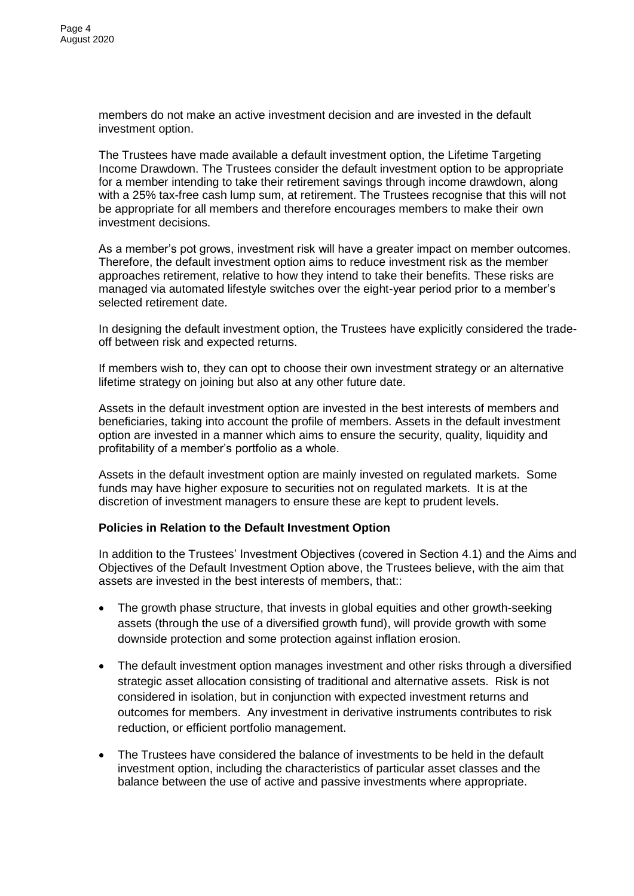members do not make an active investment decision and are invested in the default investment option.

The Trustees have made available a default investment option, the Lifetime Targeting Income Drawdown. The Trustees consider the default investment option to be appropriate for a member intending to take their retirement savings through income drawdown, along with a 25% tax-free cash lump sum, at retirement. The Trustees recognise that this will not be appropriate for all members and therefore encourages members to make their own investment decisions.

As a member's pot grows, investment risk will have a greater impact on member outcomes. Therefore, the default investment option aims to reduce investment risk as the member approaches retirement, relative to how they intend to take their benefits. These risks are managed via automated lifestyle switches over the eight-year period prior to a member's selected retirement date.

In designing the default investment option, the Trustees have explicitly considered the trade-off between risk and expected returns.

If members wish to, they can opt to choose their own investment strategy or an alternative lifetime strategy on joining but also at any other future date.

Assets in the default investment option are invested in the best interests of members and beneficiaries, taking into account the profile of members. Assets in the default investment option are invested in a manner which aims to ensure the security, quality, liquidity and profitability of a member's portfolio as a whole.

Assets in the default investment option are mainly invested on regulated markets. Some funds may have higher exposure to securities not on regulated markets. It is at the discretion of investment managers to ensure these are kept to prudent levels.

**Policies in Relation to the Default Investment Option**

In addition to the Trustees' Investment Objectives (covered in Section 4.1) and the Aims and Objectives of the Default Investment Option above, the Trustees believe, with the aim that assets are invested in the best interests of members, that::

- The growth phase structure, that invests in global equities and other growth-seeking assets (through the use of a diversified growth fund), will provide growth with some downside protection and some protection against inflation erosion.
- The default investment option manages investment and other risks through a diversified strategic asset allocation consisting of traditional and alternative assets. Risk is not considered in isolation, but in conjunction with expected investment returns and outcomes for members. Any investment in derivative instruments contributes to risk reduction, or efficient portfolio management.
- The Trustees have considered the balance of investments to be held in the default investment option, including the characteristics of particular asset classes and the balance between the use of active and passive investments where appropriate.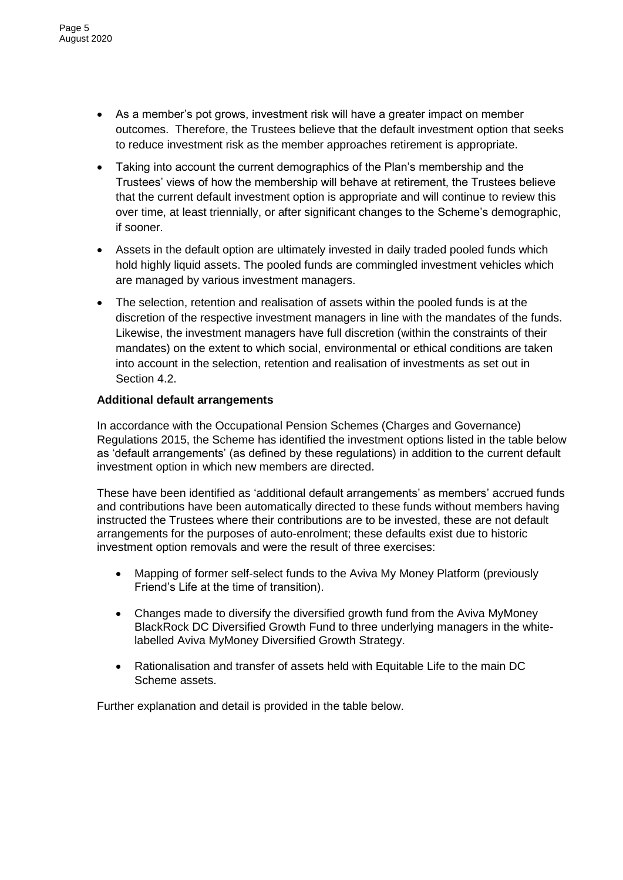- As a member's pot grows, investment risk will have a greater impact on member outcomes. Therefore, the Trustees believe that the default investment option that seeks to reduce investment risk as the member approaches retirement is appropriate.
- Taking into account the current demographics of the Plan's membership and the Trustees' views of how the membership will behave at retirement, the Trustees believe that the current default investment option is appropriate and will continue to review this over time, at least triennially, or after significant changes to the Scheme's demographic, if sooner.
- Assets in the default option are ultimately invested in daily traded pooled funds which hold highly liquid assets. The pooled funds are commingled investment vehicles which are managed by various investment managers.
- The selection, retention and realisation of assets within the pooled funds is at the discretion of the respective investment managers in line with the mandates of the funds. Likewise, the investment managers have full discretion (within the constraints of their mandates) on the extent to which social, environmental or ethical conditions are taken into account in the selection, retention and realisation of investments as set out in Section 4.2.

**Additional default arrangements**

In accordance with the Occupational Pension Schemes (Charges and Governance) Regulations 2015, the Scheme has identified the investment options listed in the table below as 'default arrangements' (as defined by these regulations) in addition to the current default investment option in which new members are directed.

These have been identified as 'additional default arrangements' as members' accrued funds and contributions have been automatically directed to these funds without members having instructed the Trustees where their contributions are to be invested, these are not default arrangements for the purposes of auto-enrolment; these defaults exist due to historic investment option removals and were the result of three exercises:

- Mapping of former self-select funds to the Aviva My Money Platform (previously Friend's Life at the time of transition).
- Changes made to diversify the diversified growth fund from the Aviva MyMoney BlackRock DC Diversified Growth Fund to three underlying managers in the white-labelled Aviva MyMoney Diversified Growth Strategy.
- Rationalisation and transfer of assets held with Equitable Life to the main DC Scheme assets.

Further explanation and detail is provided in the table below.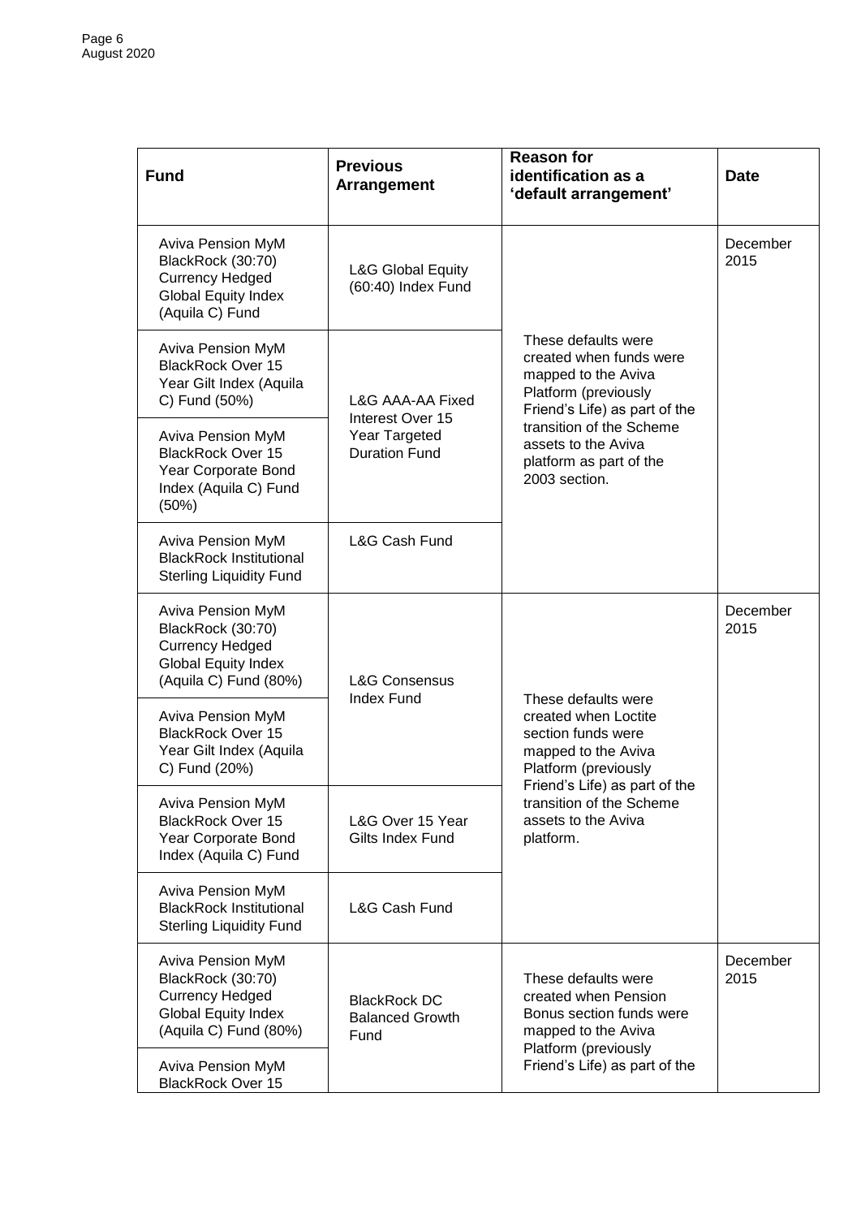| Fund | Previous Arrangement | Reason for identification as a 'default arrangement' | Date |
|---|---|---|---|
| Aviva Pension MyM BlackRock (30:70) Currency Hedged Global Equity Index (Aquila C) Fund | L&G Global Equity (60:40) Index Fund | These defaults were created when funds were mapped to the Aviva Platform (previously Friend's Life) as part of the transition of the Scheme assets to the Aviva platform as part of the 2003 section. | December 2015 |
| Aviva Pension MyM BlackRock Over 15 Year Gilt Index (Aquila C) Fund (50%) | L&G AAA-AA Fixed Interest Over 15 Year Targeted Duration Fund | | |
| Aviva Pension MyM BlackRock Over 15 Year Corporate Bond Index (Aquila C) Fund (50%) | | | |
| Aviva Pension MyM BlackRock Institutional Sterling Liquidity Fund | L&G Cash Fund | | |
| Aviva Pension MyM BlackRock (30:70) Currency Hedged Global Equity Index (Aquila C) Fund (80%) | L&G Consensus Index Fund | These defaults were created when Loctite section funds were mapped to the Aviva Platform (previously Friend's Life) as part of the transition of the Scheme assets to the Aviva platform. | December 2015 |
| Aviva Pension MyM BlackRock Over 15 Year Gilt Index (Aquila C) Fund (20%) | | | |
| Aviva Pension MyM BlackRock Over 15 Year Corporate Bond Index (Aquila C) Fund | L&G Over 15 Year Gilts Index Fund | | |
| Aviva Pension MyM BlackRock Institutional Sterling Liquidity Fund | L&G Cash Fund | | |
| Aviva Pension MyM BlackRock (30:70) Currency Hedged Global Equity Index (Aquila C) Fund (80%) | BlackRock DC Balanced Growth Fund | These defaults were created when Pension Bonus section funds were mapped to the Aviva Platform (previously Friend's Life) as part of the | December 2015 |
| Aviva Pension MyM BlackRock Over 15 | | | |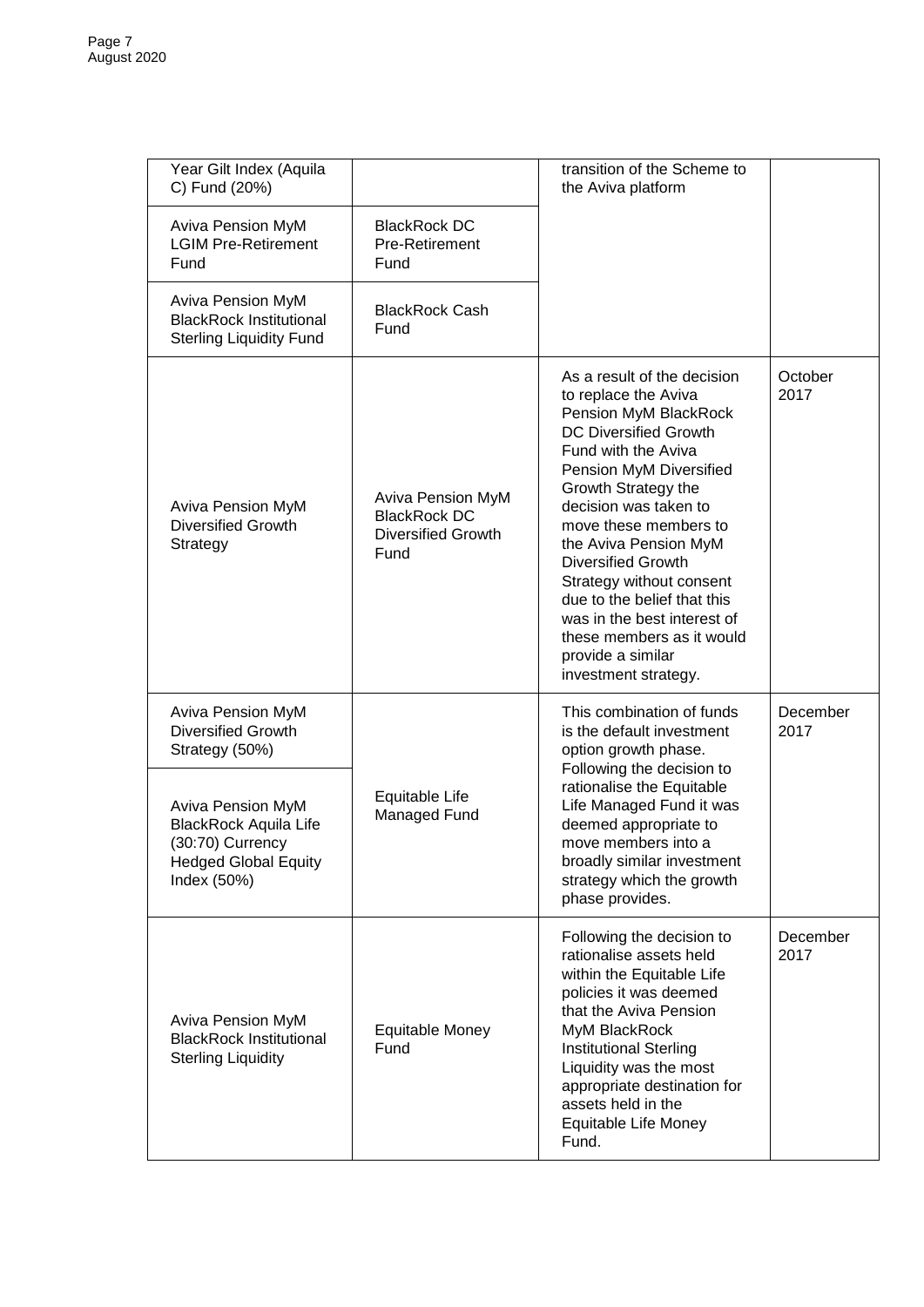| | | | |
|---|---|---|---|
| Year Gilt Index (Aquila C) Fund (20%) | | transition of the Scheme to the Aviva platform | |
| Aviva Pension MyM LGIM Pre-Retirement Fund | BlackRock DC Pre-Retirement Fund | | |
| Aviva Pension MyM BlackRock Institutional Sterling Liquidity Fund | BlackRock Cash Fund | | |
| Aviva Pension MyM Diversified Growth Strategy | Aviva Pension MyM BlackRock DC Diversified Growth Fund | As a result of the decision to replace the Aviva Pension MyM BlackRock DC Diversified Growth Fund with the Aviva Pension MyM Diversified Growth Strategy the decision was taken to move these members to the Aviva Pension MyM Diversified Growth Strategy without consent due to the belief that this was in the best interest of these members as it would provide a similar investment strategy. | October 2017 |
| Aviva Pension MyM Diversified Growth Strategy (50%) | Equitable Life Managed Fund | This combination of funds is the default investment option growth phase. Following the decision to rationalise the Equitable Life Managed Fund it was deemed appropriate to move members into a broadly similar investment strategy which the growth phase provides. | December 2017 |
| Aviva Pension MyM BlackRock Aquila Life (30:70) Currency Hedged Global Equity Index (50%) | | | |
| Aviva Pension MyM BlackRock Institutional Sterling Liquidity | Equitable Money Fund | Following the decision to rationalise assets held within the Equitable Life policies it was deemed that the Aviva Pension MyM BlackRock Institutional Sterling Liquidity was the most appropriate destination for assets held in the Equitable Life Money Fund. | December 2017 |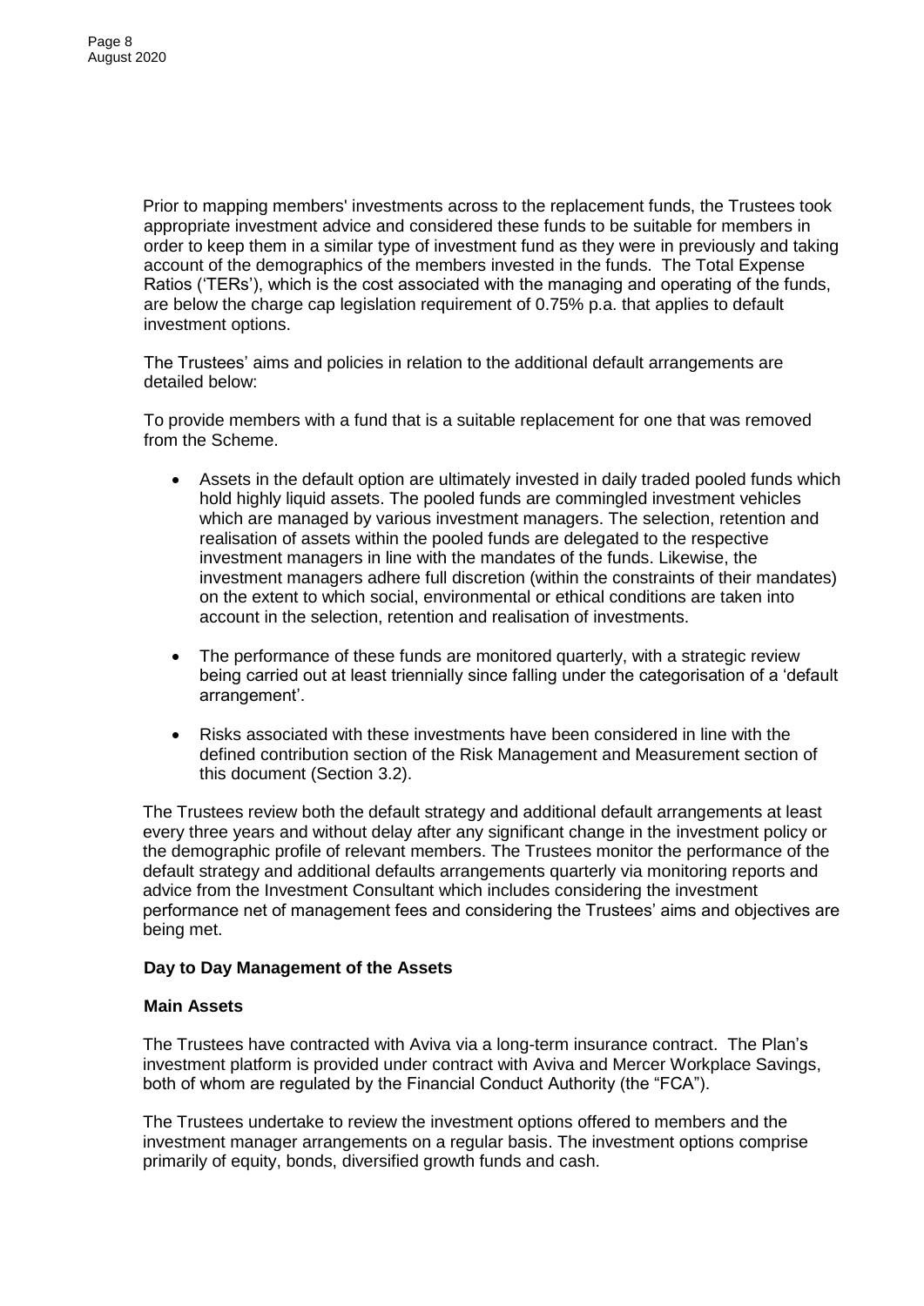Prior to mapping members' investments across to the replacement funds, the Trustees took appropriate investment advice and considered these funds to be suitable for members in order to keep them in a similar type of investment fund as they were in previously and taking account of the demographics of the members invested in the funds. The Total Expense Ratios ('TERs'), which is the cost associated with the managing and operating of the funds, are below the charge cap legislation requirement of 0.75% p.a. that applies to default investment options.

The Trustees' aims and policies in relation to the additional default arrangements are detailed below:

To provide members with a fund that is a suitable replacement for one that was removed from the Scheme.

- Assets in the default option are ultimately invested in daily traded pooled funds which hold highly liquid assets. The pooled funds are commingled investment vehicles which are managed by various investment managers. The selection, retention and realisation of assets within the pooled funds are delegated to the respective investment managers in line with the mandates of the funds. Likewise, the investment managers adhere full discretion (within the constraints of their mandates) on the extent to which social, environmental or ethical conditions are taken into account in the selection, retention and realisation of investments.
- The performance of these funds are monitored quarterly, with a strategic review being carried out at least triennially since falling under the categorisation of a 'default arrangement'.
- Risks associated with these investments have been considered in line with the defined contribution section of the Risk Management and Measurement section of this document (Section 3.2).

The Trustees review both the default strategy and additional default arrangements at least every three years and without delay after any significant change in the investment policy or the demographic profile of relevant members. The Trustees monitor the performance of the default strategy and additional defaults arrangements quarterly via monitoring reports and advice from the Investment Consultant which includes considering the investment performance net of management fees and considering the Trustees' aims and objectives are being met.

**Day to Day Management of the Assets**

**Main Assets**

The Trustees have contracted with Aviva via a long-term insurance contract. The Plan's investment platform is provided under contract with Aviva and Mercer Workplace Savings, both of whom are regulated by the Financial Conduct Authority (the "FCA").

The Trustees undertake to review the investment options offered to members and the investment manager arrangements on a regular basis. The investment options comprise primarily of equity, bonds, diversified growth funds and cash.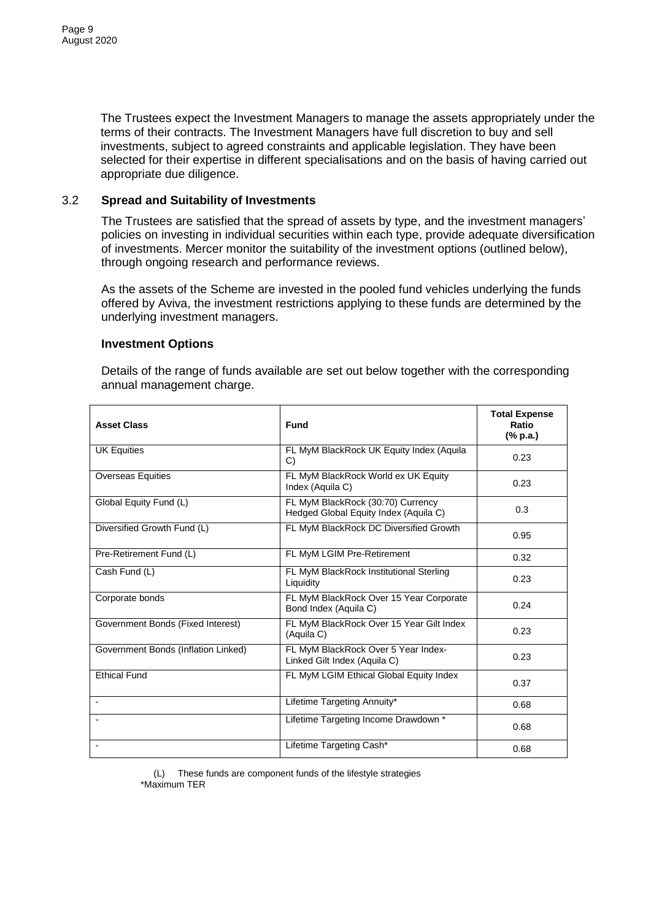The Trustees expect the Investment Managers to manage the assets appropriately under the terms of their contracts. The Investment Managers have full discretion to buy and sell investments, subject to agreed constraints and applicable legislation. They have been selected for their expertise in different specialisations and on the basis of having carried out appropriate due diligence.

## 3.2 Spread and Suitability of Investments

The Trustees are satisfied that the spread of assets by type, and the investment managers' policies on investing in individual securities within each type, provide adequate diversification of investments. Mercer monitor the suitability of the investment options (outlined below), through ongoing research and performance reviews.

As the assets of the Scheme are invested in the pooled fund vehicles underlying the funds offered by Aviva, the investment restrictions applying to these funds are determined by the underlying investment managers.

### Investment Options

Details of the range of funds available are set out below together with the corresponding annual management charge.

| Asset Class | Fund | Total Expense Ratio (% p.a.) |
|---|---|---|
| UK Equities | FL MyM BlackRock UK Equity Index (Aquila C) | 0.23 |
| Overseas Equities | FL MyM BlackRock World ex UK Equity Index (Aquila C) | 0.23 |
| Global Equity Fund (L) | FL MyM BlackRock (30:70) Currency Hedged Global Equity Index (Aquila C) | 0.3 |
| Diversified Growth Fund (L) | FL MyM BlackRock DC Diversified Growth | 0.95 |
| Pre-Retirement Fund (L) | FL MyM LGIM Pre-Retirement | 0.32 |
| Cash Fund (L) | FL MyM BlackRock Institutional Sterling Liquidity | 0.23 |
| Corporate bonds | FL MyM BlackRock Over 15 Year Corporate Bond Index (Aquila C) | 0.24 |
| Government Bonds (Fixed Interest) | FL MyM BlackRock Over 15 Year Gilt Index (Aquila C) | 0.23 |
| Government Bonds (Inflation Linked) | FL MyM BlackRock Over 5 Year Index-Linked Gilt Index (Aquila C) | 0.23 |
| Ethical Fund | FL MyM LGIM Ethical Global Equity Index | 0.37 |
| - | Lifetime Targeting Annuity* | 0.68 |
| - | Lifetime Targeting Income Drawdown * | 0.68 |
| - | Lifetime Targeting Cash* | 0.68 |

(L) These funds are component funds of the lifestyle strategies

*Maximum TER